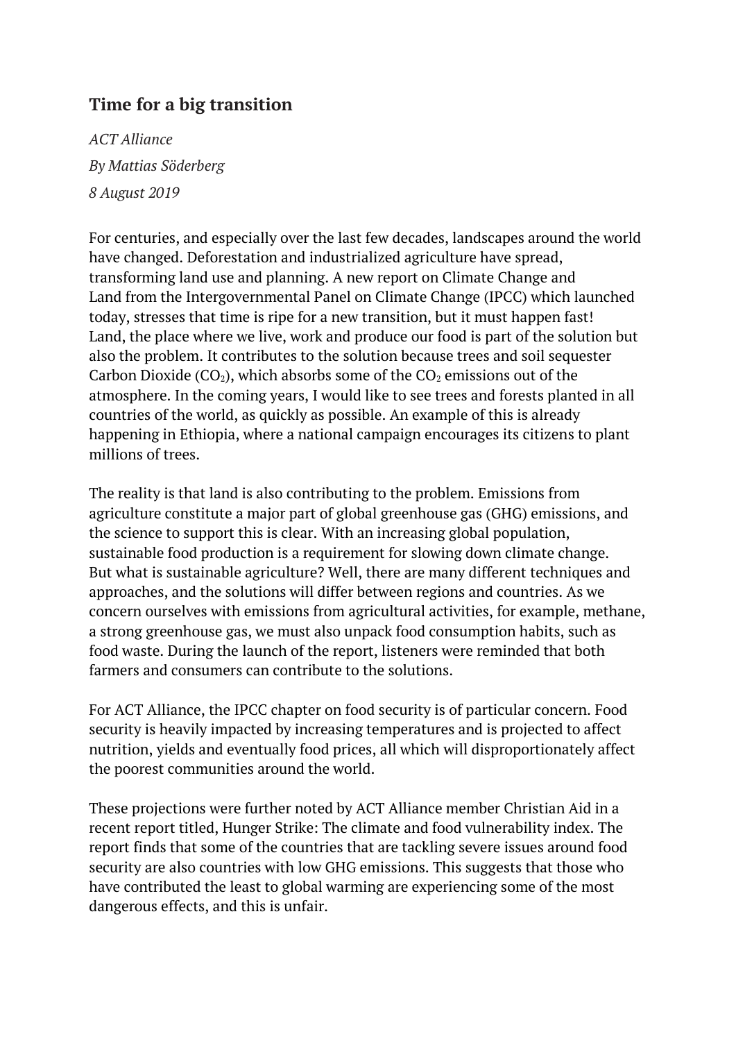## Time for a big transition

*ACT Alliance*

*By Mattias Söderberg*

*8 August 2019*

For centuries, and especially over the last few decades, landscapes around the world have changed. Deforestation and industrialized agriculture have spread, transforming land use and planning. A new report on Climate Change and Land from the Intergovernmental Panel on Climate Change (IPCC) which launched today, stresses that time is ripe for a new transition, but it must happen fast! Land, the place where we live, work and produce our food is part of the solution but also the problem. It contributes to the solution because trees and soil sequester Carbon Dioxide ($CO_2$), which absorbs some of the $CO_2$ emissions out of the atmosphere. In the coming years, I would like to see trees and forests planted in all countries of the world, as quickly as possible. An example of this is already happening in Ethiopia, where a national campaign encourages its citizens to plant millions of trees.

The reality is that land is also contributing to the problem. Emissions from agriculture constitute a major part of global greenhouse gas (GHG) emissions, and the science to support this is clear. With an increasing global population, sustainable food production is a requirement for slowing down climate change. But what is sustainable agriculture? Well, there are many different techniques and approaches, and the solutions will differ between regions and countries. As we concern ourselves with emissions from agricultural activities, for example, methane, a strong greenhouse gas, we must also unpack food consumption habits, such as food waste. During the launch of the report, listeners were reminded that both farmers and consumers can contribute to the solutions.

For ACT Alliance, the IPCC chapter on food security is of particular concern. Food security is heavily impacted by increasing temperatures and is projected to affect nutrition, yields and eventually food prices, all which will disproportionately affect the poorest communities around the world.

These projections were further noted by ACT Alliance member Christian Aid in a recent report titled, Hunger Strike: The climate and food vulnerability index. The report finds that some of the countries that are tackling severe issues around food security are also countries with low GHG emissions. This suggests that those who have contributed the least to global warming are experiencing some of the most dangerous effects, and this is unfair.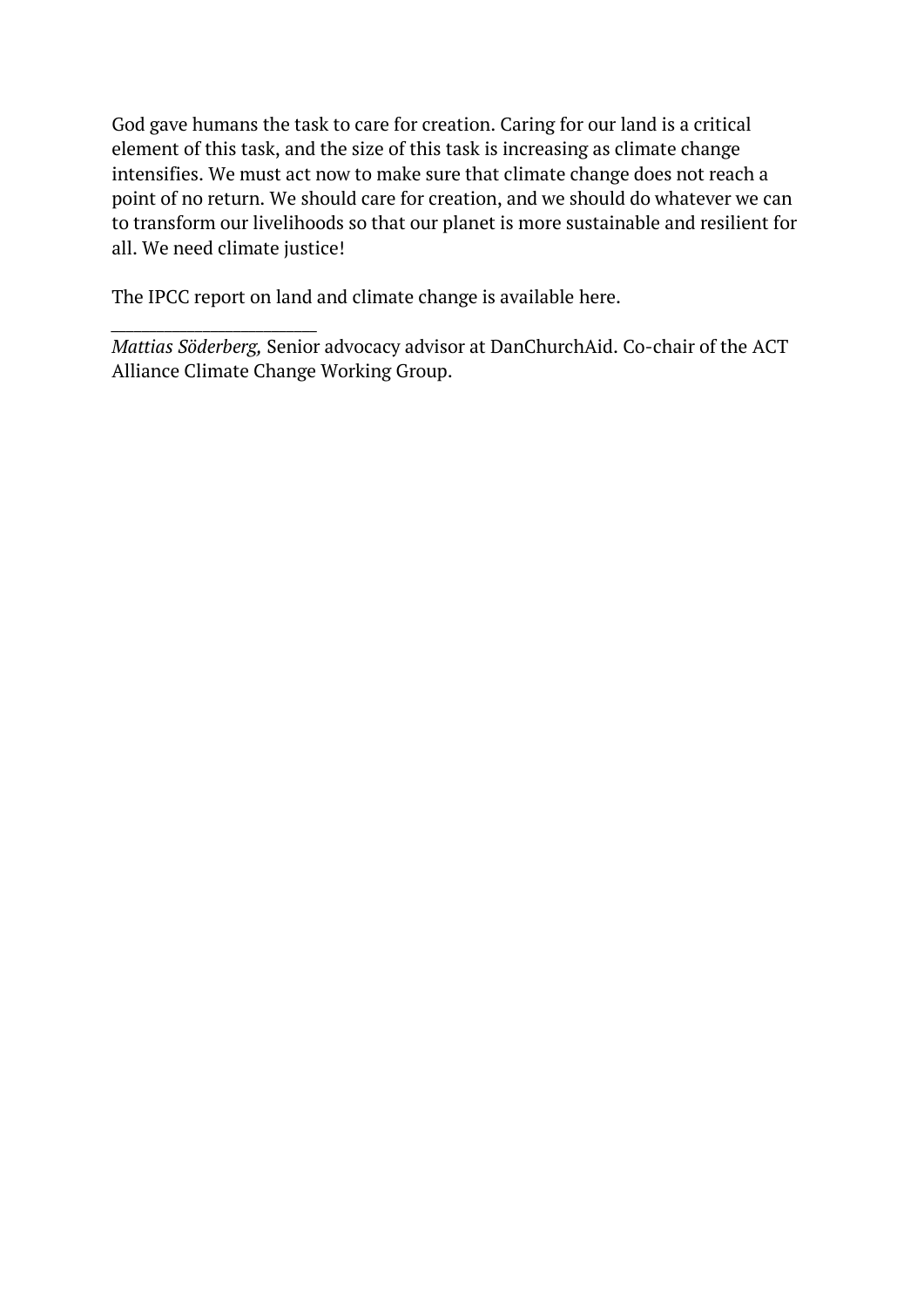God gave humans the task to care for creation. Caring for our land is a critical element of this task, and the size of this task is increasing as climate change intensifies. We must act now to make sure that climate change does not reach a point of no return. We should care for creation, and we should do whatever we can to transform our livelihoods so that our planet is more sustainable and resilient for all. We need climate justice!

The IPCC report on land and climate change is available here.

______________________

*Mattias Söderberg,* Senior advocacy advisor at DanChurchAid. Co-chair of the ACT Alliance Climate Change Working Group.